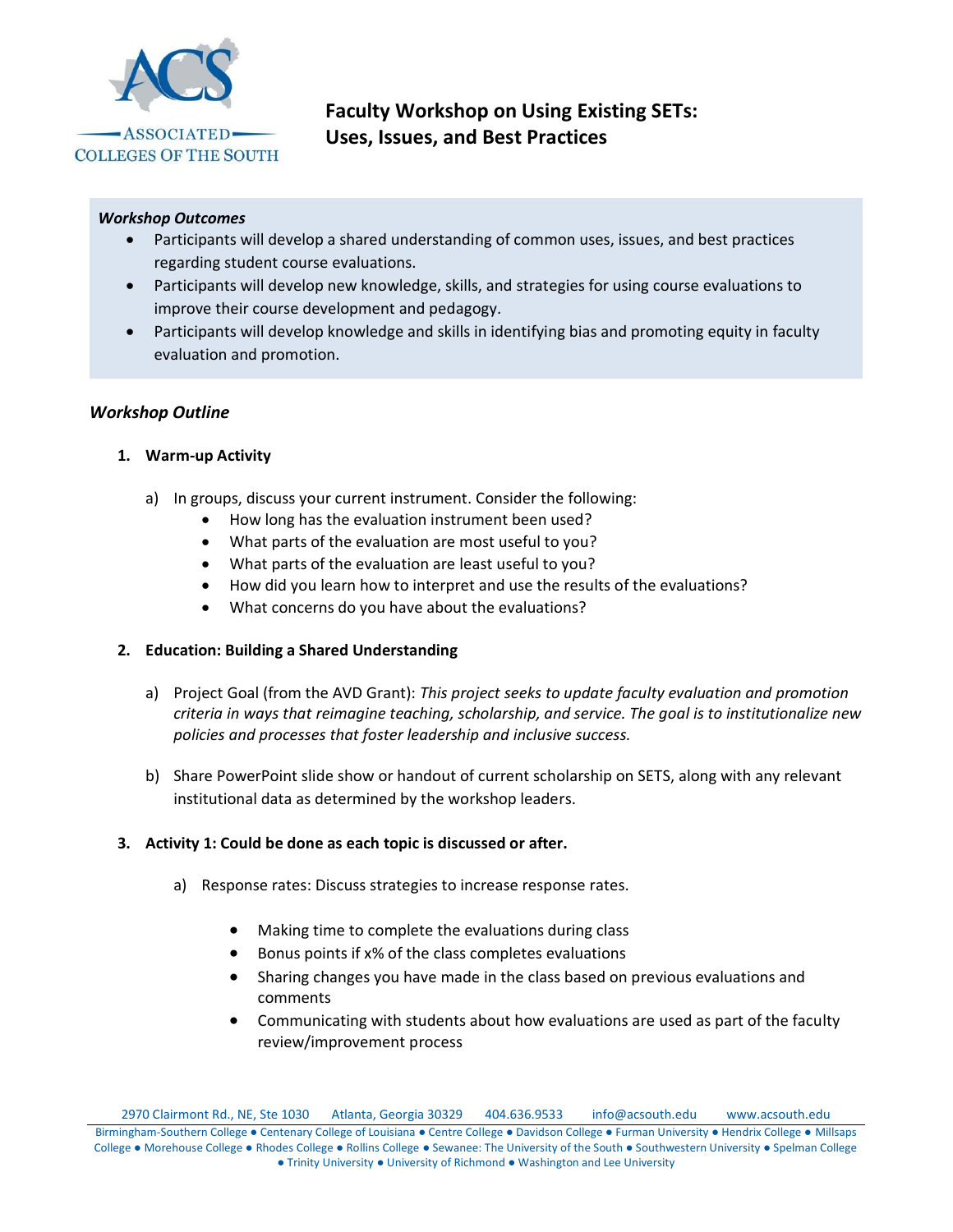# Faculty Workshop on Using Existing SETs: Uses, Issues, and Best Practices

***Workshop Outcomes***

- Participants will develop a shared understanding of common uses, issues, and best practices regarding student course evaluations.
- Participants will develop new knowledge, skills, and strategies for using course evaluations to improve their course development and pedagogy.
- Participants will develop knowledge and skills in identifying bias and promoting equity in faculty evaluation and promotion.

## *Workshop Outline*

1. **Warm-up Activity**

   a) In groups, discuss your current instrument. Consider the following:
      - How long has the evaluation instrument been used?
      - What parts of the evaluation are most useful to you?
      - What parts of the evaluation are least useful to you?
      - How did you learn how to interpret and use the results of the evaluations?
      - What concerns do you have about the evaluations?

2. **Education: Building a Shared Understanding**

   a) Project Goal (from the AVD Grant): *This project seeks to update faculty evaluation and promotion criteria in ways that reimagine teaching, scholarship, and service. The goal is to institutionalize new policies and processes that foster leadership and inclusive success.*

   b) Share PowerPoint slide show or handout of current scholarship on SETS, along with any relevant institutional data as determined by the workshop leaders.

3. **Activity 1: Could be done as each topic is discussed or after.**

   a) Response rates: Discuss strategies to increase response rates.

      - Making time to complete the evaluations during class
      - Bonus points if x% of the class completes evaluations
      - Sharing changes you have made in the class based on previous evaluations and comments
      - Communicating with students about how evaluations are used as part of the faculty review/improvement process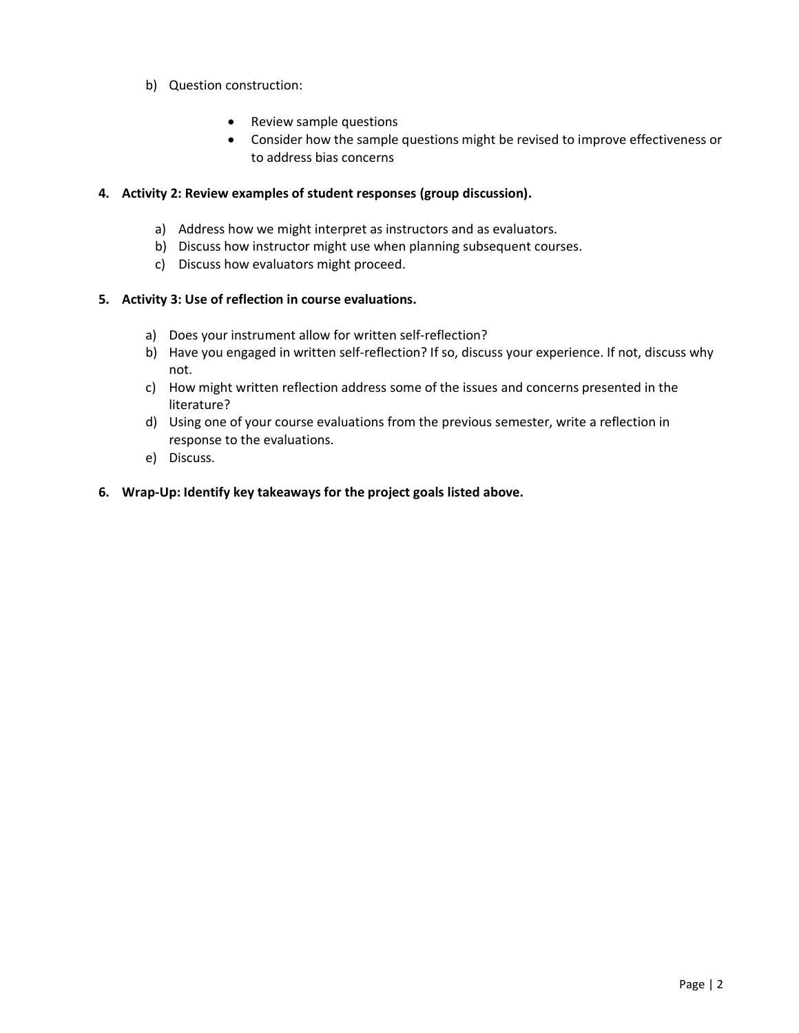b) Question construction:

- Review sample questions
- Consider how the sample questions might be revised to improve effectiveness or to address bias concerns

**4. Activity 2: Review examples of student responses (group discussion).**

a) Address how we might interpret as instructors and as evaluators.
b) Discuss how instructor might use when planning subsequent courses.
c) Discuss how evaluators might proceed.

**5. Activity 3: Use of reflection in course evaluations.**

a) Does your instrument allow for written self-reflection?
b) Have you engaged in written self-reflection? If so, discuss your experience. If not, discuss why not.
c) How might written reflection address some of the issues and concerns presented in the literature?
d) Using one of your course evaluations from the previous semester, write a reflection in response to the evaluations.
e) Discuss.

**6. Wrap-Up: Identify key takeaways for the project goals listed above.**